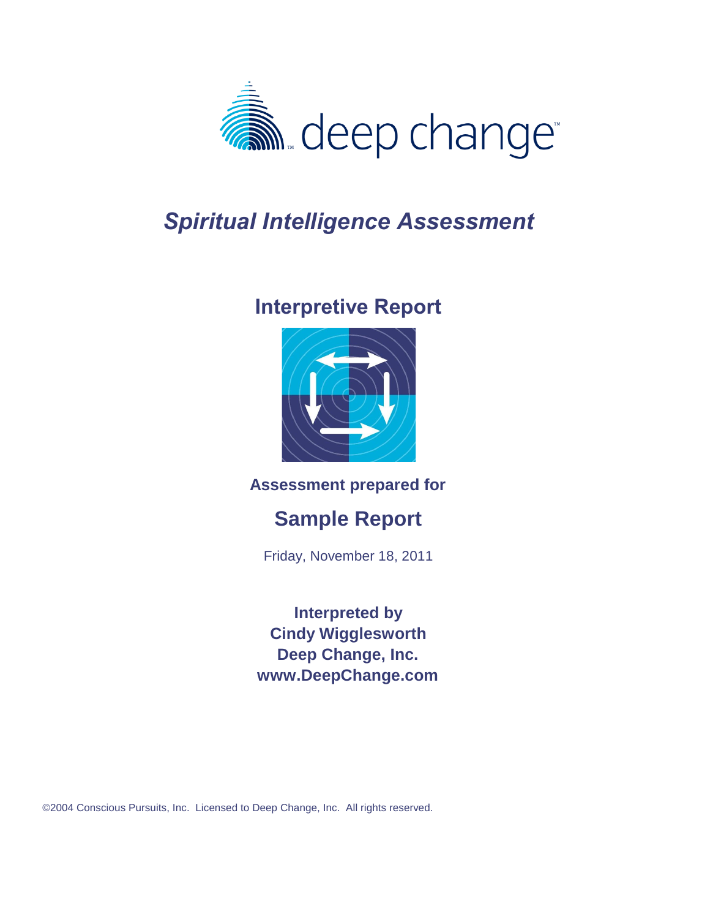deep change™

# *Spiritual Intelligence Assessment*

## Interpretive Report

**Assessment prepared for**

## Sample Report

Friday, November 18, 2011

**Interpreted by**
**Cindy Wigglesworth**
**Deep Change, Inc.**
**www.DeepChange.com**

©2004 Conscious Pursuits, Inc. Licensed to Deep Change, Inc. All rights reserved.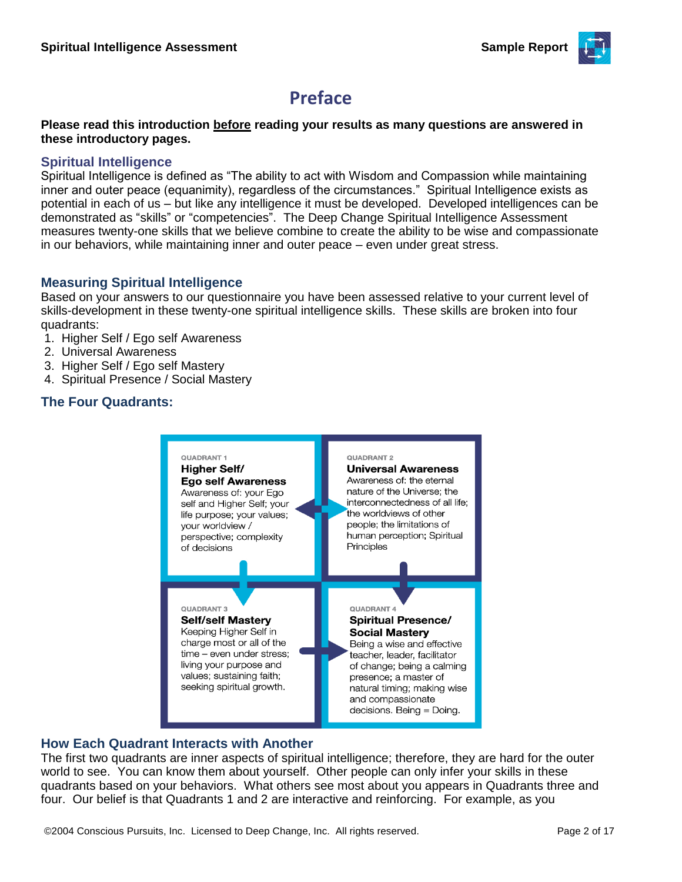# Preface

**Please read this introduction <u>before</u> reading your results as many questions are answered in these introductory pages.**

## Spiritual Intelligence

Spiritual Intelligence is defined as "The ability to act with Wisdom and Compassion while maintaining inner and outer peace (equanimity), regardless of the circumstances." Spiritual Intelligence exists as potential in each of us – but like any intelligence it must be developed. Developed intelligences can be demonstrated as "skills" or "competencies". The Deep Change Spiritual Intelligence Assessment measures twenty-one skills that we believe combine to create the ability to be wise and compassionate in our behaviors, while maintaining inner and outer peace – even under great stress.

## Measuring Spiritual Intelligence

Based on your answers to our questionnaire you have been assessed relative to your current level of skills-development in these twenty-one spiritual intelligence skills. These skills are broken into four quadrants:

1. Higher Self / Ego self Awareness
2. Universal Awareness
3. Higher Self / Ego self Mastery
4. Spiritual Presence / Social Mastery

## The Four Quadrants:

| QUADRANT 1<br>**Higher Self/ Ego self Awareness**<br>Awareness of: your Ego self and Higher Self; your life purpose; your values; your worldview / perspective; complexity of decisions | QUADRANT 2<br>**Universal Awareness**<br>Awareness of: the eternal nature of the Universe; the interconnectedness of all life; the worldviews of other people; the limitations of human perception; Spiritual Principles |
| --- | --- |
| QUADRANT 3<br>**Self/self Mastery**<br>Keeping Higher Self in charge most or all of the time – even under stress; living your purpose and values; sustaining faith; seeking spiritual growth. | QUADRANT 4<br>**Spiritual Presence/ Social Mastery**<br>Being a wise and effective teacher, leader, facilitator of change; being a calming presence; a master of natural timing; making wise and compassionate decisions. Being = Doing. |

## How Each Quadrant Interacts with Another

The first two quadrants are inner aspects of spiritual intelligence; therefore, they are hard for the outer world to see. You can know them about yourself. Other people can only infer your skills in these quadrants based on your behaviors. What others see most about you appears in Quadrants three and four. Our belief is that Quadrants 1 and 2 are interactive and reinforcing. For example, as you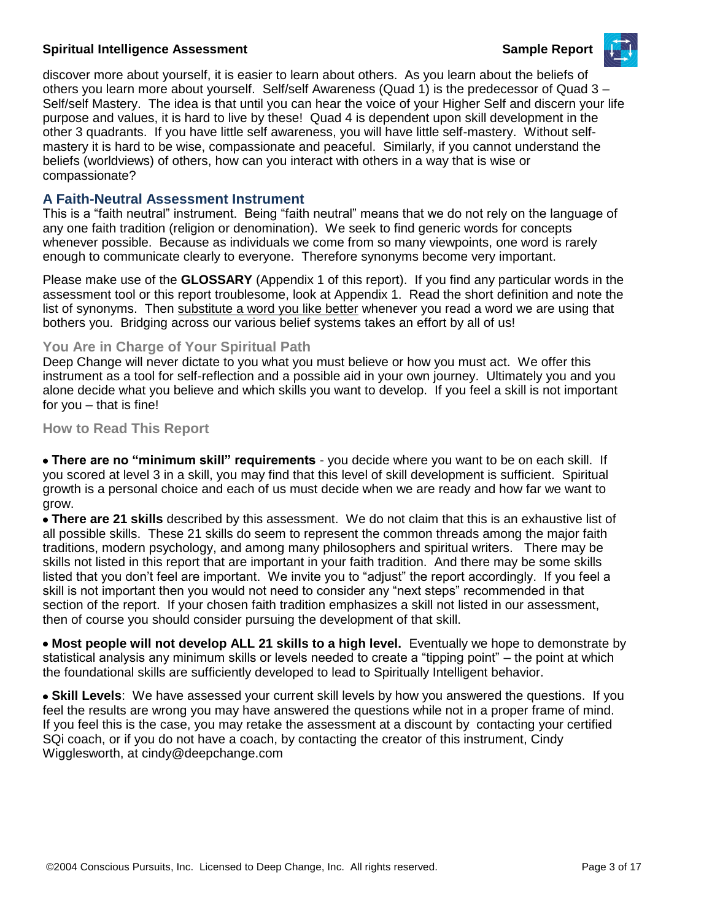discover more about yourself, it is easier to learn about others. As you learn about the beliefs of others you learn more about yourself. Self/self Awareness (Quad 1) is the predecessor of Quad 3 – Self/self Mastery. The idea is that until you can hear the voice of your Higher Self and discern your life purpose and values, it is hard to live by these! Quad 4 is dependent upon skill development in the other 3 quadrants. If you have little self awareness, you will have little self-mastery. Without self-mastery it is hard to be wise, compassionate and peaceful. Similarly, if you cannot understand the beliefs (worldviews) of others, how can you interact with others in a way that is wise or compassionate?

## A Faith-Neutral Assessment Instrument

This is a "faith neutral" instrument. Being "faith neutral" means that we do not rely on the language of any one faith tradition (religion or denomination). We seek to find generic words for concepts whenever possible. Because as individuals we come from so many viewpoints, one word is rarely enough to communicate clearly to everyone. Therefore synonyms become very important.

Please make use of the **GLOSSARY** (Appendix 1 of this report). If you find any particular words in the assessment tool or this report troublesome, look at Appendix 1. Read the short definition and note the list of synonyms. Then substitute a word you like better whenever you read a word we are using that bothers you. Bridging across our various belief systems takes an effort by all of us!

### You Are in Charge of Your Spiritual Path

Deep Change will never dictate to you what you must believe or how you must act. We offer this instrument as a tool for self-reflection and a possible aid in your own journey. Ultimately you and you alone decide what you believe and which skills you want to develop. If you feel a skill is not important for you – that is fine!

### How to Read This Report

- **There are no "minimum skill" requirements** - you decide where you want to be on each skill. If you scored at level 3 in a skill, you may find that this level of skill development is sufficient. Spiritual growth is a personal choice and each of us must decide when we are ready and how far we want to grow.
- **There are 21 skills** described by this assessment. We do not claim that this is an exhaustive list of all possible skills. These 21 skills do seem to represent the common threads among the major faith traditions, modern psychology, and among many philosophers and spiritual writers. There may be skills not listed in this report that are important in your faith tradition. And there may be some skills listed that you don't feel are important. We invite you to "adjust" the report accordingly. If you feel a skill is not important then you would not need to consider any "next steps" recommended in that section of the report. If your chosen faith tradition emphasizes a skill not listed in our assessment, then of course you should consider pursuing the development of that skill.
- **Most people will not develop ALL 21 skills to a high level.** Eventually we hope to demonstrate by statistical analysis any minimum skills or levels needed to create a "tipping point" – the point at which the foundational skills are sufficiently developed to lead to Spiritually Intelligent behavior.
- **Skill Levels**: We have assessed your current skill levels by how you answered the questions. If you feel the results are wrong you may have answered the questions while not in a proper frame of mind. If you feel this is the case, you may retake the assessment at a discount by contacting your certified SQi coach, or if you do not have a coach, by contacting the creator of this instrument, Cindy Wigglesworth, at cindy@deepchange.com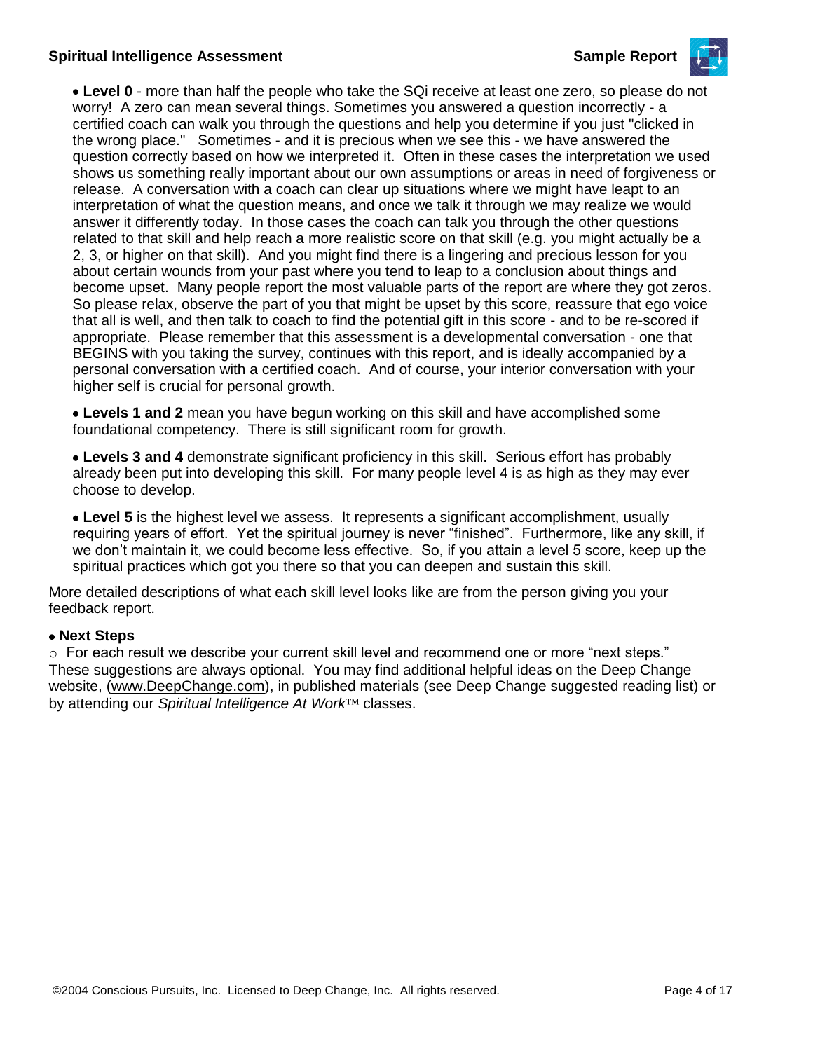- **Level 0** - more than half the people who take the SQi receive at least one zero, so please do not worry! A zero can mean several things. Sometimes you answered a question incorrectly - a certified coach can walk you through the questions and help you determine if you just "clicked in the wrong place." Sometimes - and it is precious when we see this - we have answered the question correctly based on how we interpreted it. Often in these cases the interpretation we used shows us something really important about our own assumptions or areas in need of forgiveness or release. A conversation with a coach can clear up situations where we might have leapt to an interpretation of what the question means, and once we talk it through we may realize we would answer it differently today. In those cases the coach can talk you through the other questions related to that skill and help reach a more realistic score on that skill (e.g. you might actually be a 2, 3, or higher on that skill). And you might find there is a lingering and precious lesson for you about certain wounds from your past where you tend to leap to a conclusion about things and become upset. Many people report the most valuable parts of the report are where they got zeros. So please relax, observe the part of you that might be upset by this score, reassure that ego voice that all is well, and then talk to coach to find the potential gift in this score - and to be re-scored if appropriate. Please remember that this assessment is a developmental conversation - one that BEGINS with you taking the survey, continues with this report, and is ideally accompanied by a personal conversation with a certified coach. And of course, your interior conversation with your higher self is crucial for personal growth.

- **Levels 1 and 2** mean you have begun working on this skill and have accomplished some foundational competency. There is still significant room for growth.

- **Levels 3 and 4** demonstrate significant proficiency in this skill. Serious effort has probably already been put into developing this skill. For many people level 4 is as high as they may ever choose to develop.

- **Level 5** is the highest level we assess. It represents a significant accomplishment, usually requiring years of effort. Yet the spiritual journey is never "finished". Furthermore, like any skill, if we don't maintain it, we could become less effective. So, if you attain a level 5 score, keep up the spiritual practices which got you there so that you can deepen and sustain this skill.

More detailed descriptions of what each skill level looks like are from the person giving you your feedback report.

- **Next Steps**

○ For each result we describe your current skill level and recommend one or more "next steps." These suggestions are always optional. You may find additional helpful ideas on the Deep Change website, (www.DeepChange.com), in published materials (see Deep Change suggested reading list) or by attending our *Spiritual Intelligence At Work*™ classes.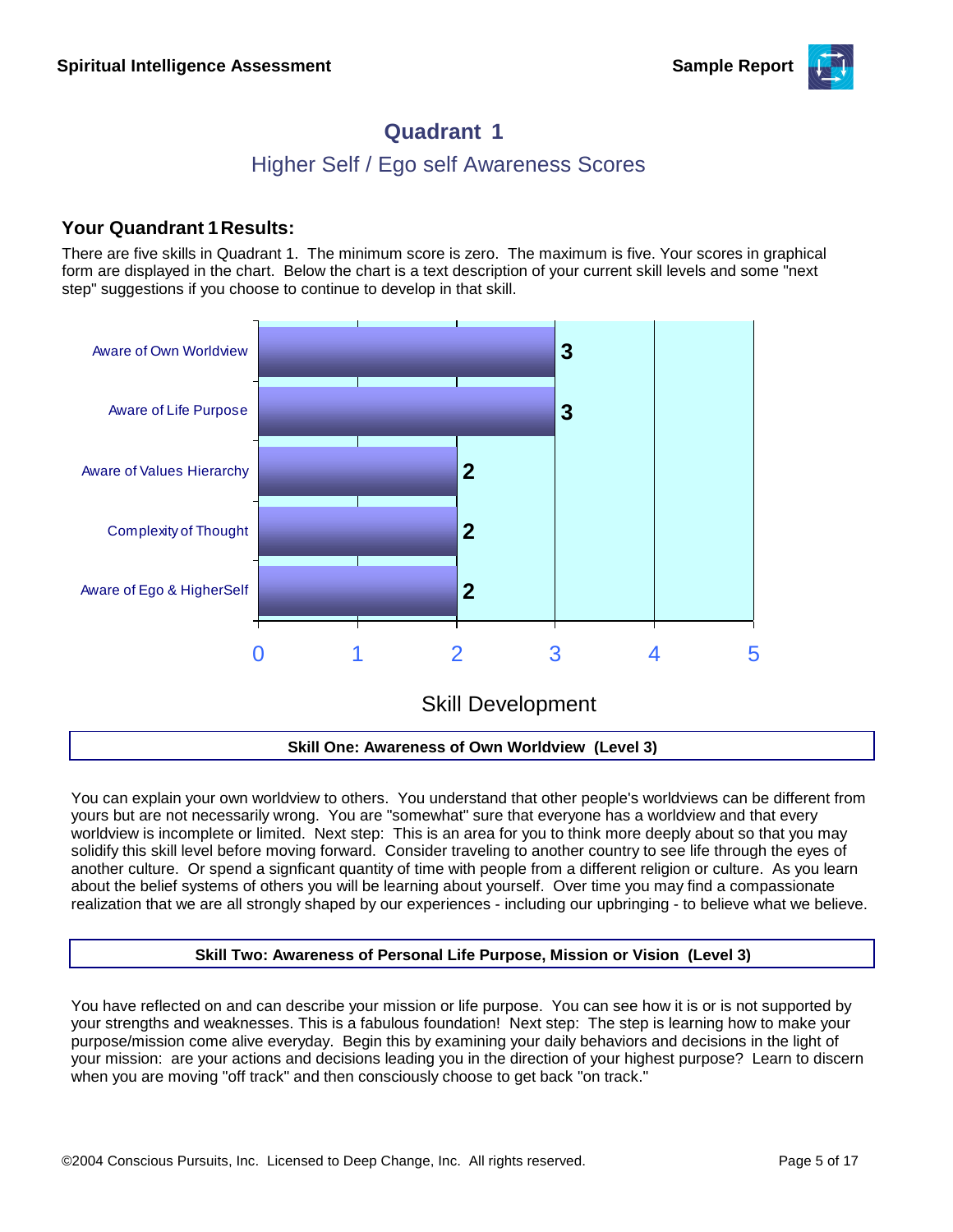# Quadrant 1

## Higher Self / Ego self Awareness Scores

### Your Quandrant 1 Results:

There are five skills in Quadrant 1. The minimum score is zero. The maximum is five. Your scores in graphical form are displayed in the chart. Below the chart is a text description of your current skill levels and some "next step" suggestions if you choose to continue to develop in that skill.

| Skill | Skill Development |
|---|---|
| Aware of Own Worldview | 3 |
| Aware of Life Purpose | 3 |
| Aware of Values Hierarchy | 2 |
| Complexity of Thought | 2 |
| Aware of Ego & HigherSelf | 2 |

**Skill One: Awareness of Own Worldview (Level 3)**

You can explain your own worldview to others. You understand that other people's worldviews can be different from yours but are not necessarily wrong. You are "somewhat" sure that everyone has a worldview and that every worldview is incomplete or limited. Next step: This is an area for you to think more deeply about so that you may solidify this skill level before moving forward. Consider traveling to another country to see life through the eyes of another culture. Or spend a signficant quantity of time with people from a different religion or culture. As you learn about the belief systems of others you will be learning about yourself. Over time you may find a compassionate realization that we are all strongly shaped by our experiences - including our upbringing - to believe what we believe.

**Skill Two: Awareness of Personal Life Purpose, Mission or Vision (Level 3)**

You have reflected on and can describe your mission or life purpose. You can see how it is or is not supported by your strengths and weaknesses. This is a fabulous foundation! Next step: The step is learning how to make your purpose/mission come alive everyday. Begin this by examining your daily behaviors and decisions in the light of your mission: are your actions and decisions leading you in the direction of your highest purpose? Learn to discern when you are moving "off track" and then consciously choose to get back "on track."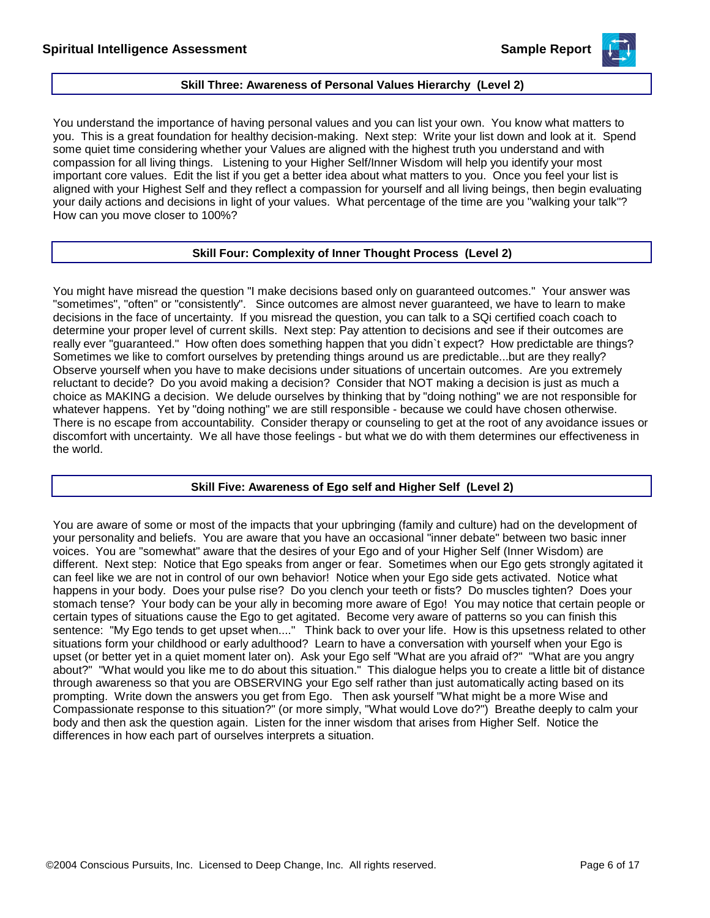## Skill Three: Awareness of Personal Values Hierarchy (Level 2)

You understand the importance of having personal values and you can list your own. You know what matters to you. This is a great foundation for healthy decision-making. Next step: Write your list down and look at it. Spend some quiet time considering whether your Values are aligned with the highest truth you understand and with compassion for all living things. Listening to your Higher Self/Inner Wisdom will help you identify your most important core values. Edit the list if you get a better idea about what matters to you. Once you feel your list is aligned with your Highest Self and they reflect a compassion for yourself and all living beings, then begin evaluating your daily actions and decisions in light of your values. What percentage of the time are you "walking your talk"? How can you move closer to 100%?

## Skill Four: Complexity of Inner Thought Process (Level 2)

You might have misread the question "I make decisions based only on guaranteed outcomes." Your answer was "sometimes", "often" or "consistently". Since outcomes are almost never guaranteed, we have to learn to make decisions in the face of uncertainty. If you misread the question, you can talk to a SQi certified coach coach to determine your proper level of current skills. Next step: Pay attention to decisions and see if their outcomes are really ever "guaranteed." How often does something happen that you didn`t expect? How predictable are things? Sometimes we like to comfort ourselves by pretending things around us are predictable...but are they really? Observe yourself when you have to make decisions under situations of uncertain outcomes. Are you extremely reluctant to decide? Do you avoid making a decision? Consider that NOT making a decision is just as much a choice as MAKING a decision. We delude ourselves by thinking that by "doing nothing" we are not responsible for whatever happens. Yet by "doing nothing" we are still responsible - because we could have chosen otherwise. There is no escape from accountability. Consider therapy or counseling to get at the root of any avoidance issues or discomfort with uncertainty. We all have those feelings - but what we do with them determines our effectiveness in the world.

## Skill Five: Awareness of Ego self and Higher Self (Level 2)

You are aware of some or most of the impacts that your upbringing (family and culture) had on the development of your personality and beliefs. You are aware that you have an occasional "inner debate" between two basic inner voices. You are "somewhat" aware that the desires of your Ego and of your Higher Self (Inner Wisdom) are different. Next step: Notice that Ego speaks from anger or fear. Sometimes when our Ego gets strongly agitated it can feel like we are not in control of our own behavior! Notice when your Ego side gets activated. Notice what happens in your body. Does your pulse rise? Do you clench your teeth or fists? Do muscles tighten? Does your stomach tense? Your body can be your ally in becoming more aware of Ego! You may notice that certain people or certain types of situations cause the Ego to get agitated. Become very aware of patterns so you can finish this sentence: "My Ego tends to get upset when...." Think back to over your life. How is this upsetness related to other situations form your childhood or early adulthood? Learn to have a conversation with yourself when your Ego is upset (or better yet in a quiet moment later on). Ask your Ego self "What are you afraid of?" "What are you angry about?" "What would you like me to do about this situation." This dialogue helps you to create a little bit of distance through awareness so that you are OBSERVING your Ego self rather than just automatically acting based on its prompting. Write down the answers you get from Ego. Then ask yourself "What might be a more Wise and Compassionate response to this situation?" (or more simply, "What would Love do?") Breathe deeply to calm your body and then ask the question again. Listen for the inner wisdom that arises from Higher Self. Notice the differences in how each part of ourselves interprets a situation.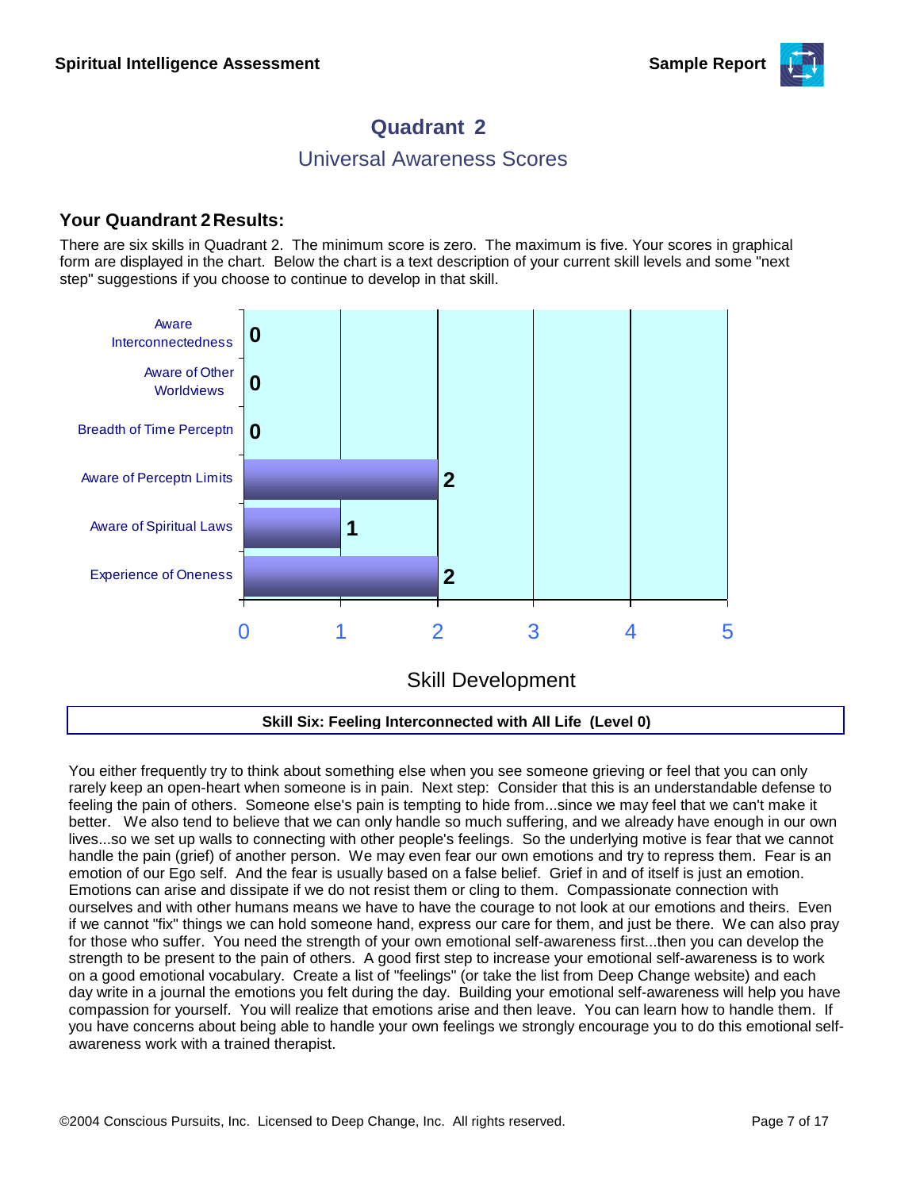# Quadrant 2

## Universal Awareness Scores

### Your Quandrant 2 Results:

There are six skills in Quadrant 2. The minimum score is zero. The maximum is five. Your scores in graphical form are displayed in the chart. Below the chart is a text description of your current skill levels and some "next step" suggestions if you choose to continue to develop in that skill.

| Skill | Skill Development |
| --- | --- |
| Aware Interconnectedness | 0 |
| Aware of Other Worldviews | 0 |
| Breadth of Time Perceptn | 0 |
| Aware of Perceptn Limits | 2 |
| Aware of Spiritual Laws | 1 |
| Experience of Oneness | 2 |

**Skill Six: Feeling Interconnected with All Life (Level 0)**

You either frequently try to think about something else when you see someone grieving or feel that you can only rarely keep an open-heart when someone is in pain. Next step: Consider that this is an understandable defense to feeling the pain of others. Someone else's pain is tempting to hide from...since we may feel that we can't make it better. We also tend to believe that we can only handle so much suffering, and we already have enough in our own lives...so we set up walls to connecting with other people's feelings. So the underlying motive is fear that we cannot handle the pain (grief) of another person. We may even fear our own emotions and try to repress them. Fear is an emotion of our Ego self. And the fear is usually based on a false belief. Grief in and of itself is just an emotion. Emotions can arise and dissipate if we do not resist them or cling to them. Compassionate connection with ourselves and with other humans means we have to have the courage to not look at our emotions and theirs. Even if we cannot "fix" things we can hold someone hand, express our care for them, and just be there. We can also pray for those who suffer. You need the strength of your own emotional self-awareness first...then you can develop the strength to be present to the pain of others. A good first step to increase your emotional self-awareness is to work on a good emotional vocabulary. Create a list of "feelings" (or take the list from Deep Change website) and each day write in a journal the emotions you felt during the day. Building your emotional self-awareness will help you have compassion for yourself. You will realize that emotions arise and then leave. You can learn how to handle them. If you have concerns about being able to handle your own feelings we strongly encourage you to do this emotional self-awareness work with a trained therapist.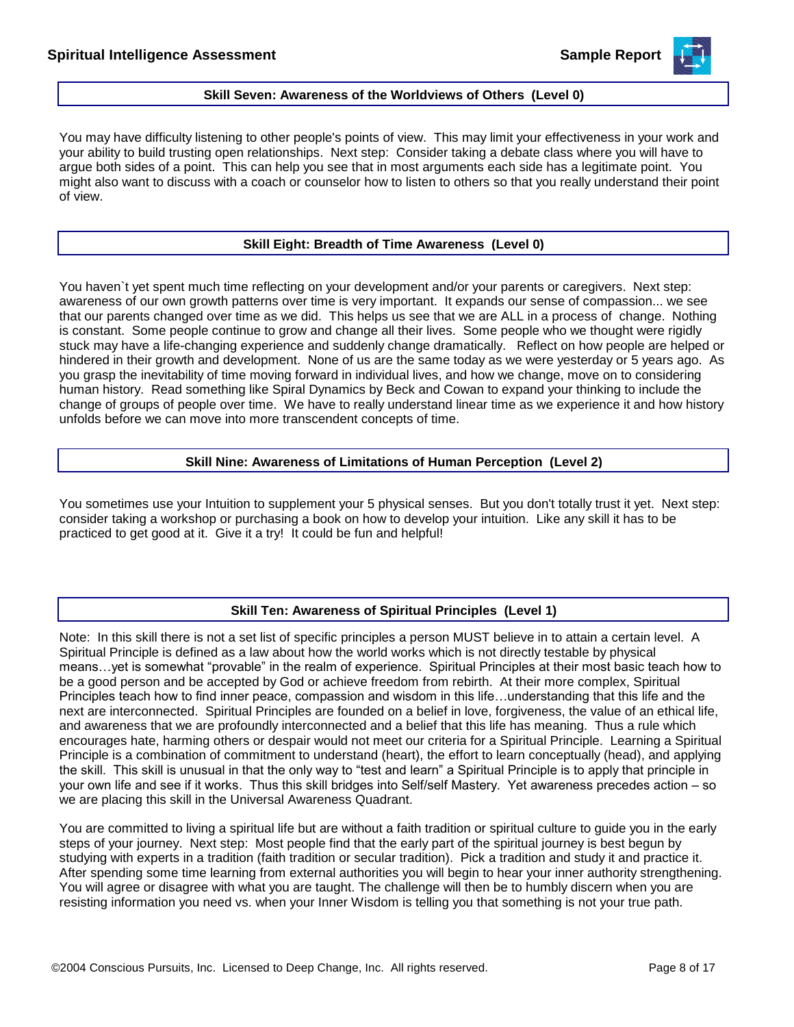### Skill Seven: Awareness of the Worldviews of Others (Level 0)

You may have difficulty listening to other people's points of view. This may limit your effectiveness in your work and your ability to build trusting open relationships. Next step: Consider taking a debate class where you will have to argue both sides of a point. This can help you see that in most arguments each side has a legitimate point. You might also want to discuss with a coach or counselor how to listen to others so that you really understand their point of view.

### Skill Eight: Breadth of Time Awareness (Level 0)

You haven`t yet spent much time reflecting on your development and/or your parents or caregivers. Next step: awareness of our own growth patterns over time is very important. It expands our sense of compassion... we see that our parents changed over time as we did. This helps us see that we are ALL in a process of change. Nothing is constant. Some people continue to grow and change all their lives. Some people who we thought were rigidly stuck may have a life-changing experience and suddenly change dramatically. Reflect on how people are helped or hindered in their growth and development. None of us are the same today as we were yesterday or 5 years ago. As you grasp the inevitability of time moving forward in individual lives, and how we change, move on to considering human history. Read something like Spiral Dynamics by Beck and Cowan to expand your thinking to include the change of groups of people over time. We have to really understand linear time as we experience it and how history unfolds before we can move into more transcendent concepts of time.

### Skill Nine: Awareness of Limitations of Human Perception (Level 2)

You sometimes use your Intuition to supplement your 5 physical senses. But you don't totally trust it yet. Next step: consider taking a workshop or purchasing a book on how to develop your intuition. Like any skill it has to be practiced to get good at it. Give it a try! It could be fun and helpful!

### Skill Ten: Awareness of Spiritual Principles (Level 1)

Note: In this skill there is not a set list of specific principles a person MUST believe in to attain a certain level. A Spiritual Principle is defined as a law about how the world works which is not directly testable by physical means…yet is somewhat "provable" in the realm of experience. Spiritual Principles at their most basic teach how to be a good person and be accepted by God or achieve freedom from rebirth. At their more complex, Spiritual Principles teach how to find inner peace, compassion and wisdom in this life…understanding that this life and the next are interconnected. Spiritual Principles are founded on a belief in love, forgiveness, the value of an ethical life, and awareness that we are profoundly interconnected and a belief that this life has meaning. Thus a rule which encourages hate, harming others or despair would not meet our criteria for a Spiritual Principle. Learning a Spiritual Principle is a combination of commitment to understand (heart), the effort to learn conceptually (head), and applying the skill. This skill is unusual in that the only way to "test and learn" a Spiritual Principle is to apply that principle in your own life and see if it works. Thus this skill bridges into Self/self Mastery. Yet awareness precedes action – so we are placing this skill in the Universal Awareness Quadrant.

You are committed to living a spiritual life but are without a faith tradition or spiritual culture to guide you in the early steps of your journey. Next step: Most people find that the early part of the spiritual journey is best begun by studying with experts in a tradition (faith tradition or secular tradition). Pick a tradition and study it and practice it. After spending some time learning from external authorities you will begin to hear your inner authority strengthening. You will agree or disagree with what you are taught. The challenge will then be to humbly discern when you are resisting information you need vs. when your Inner Wisdom is telling you that something is not your true path.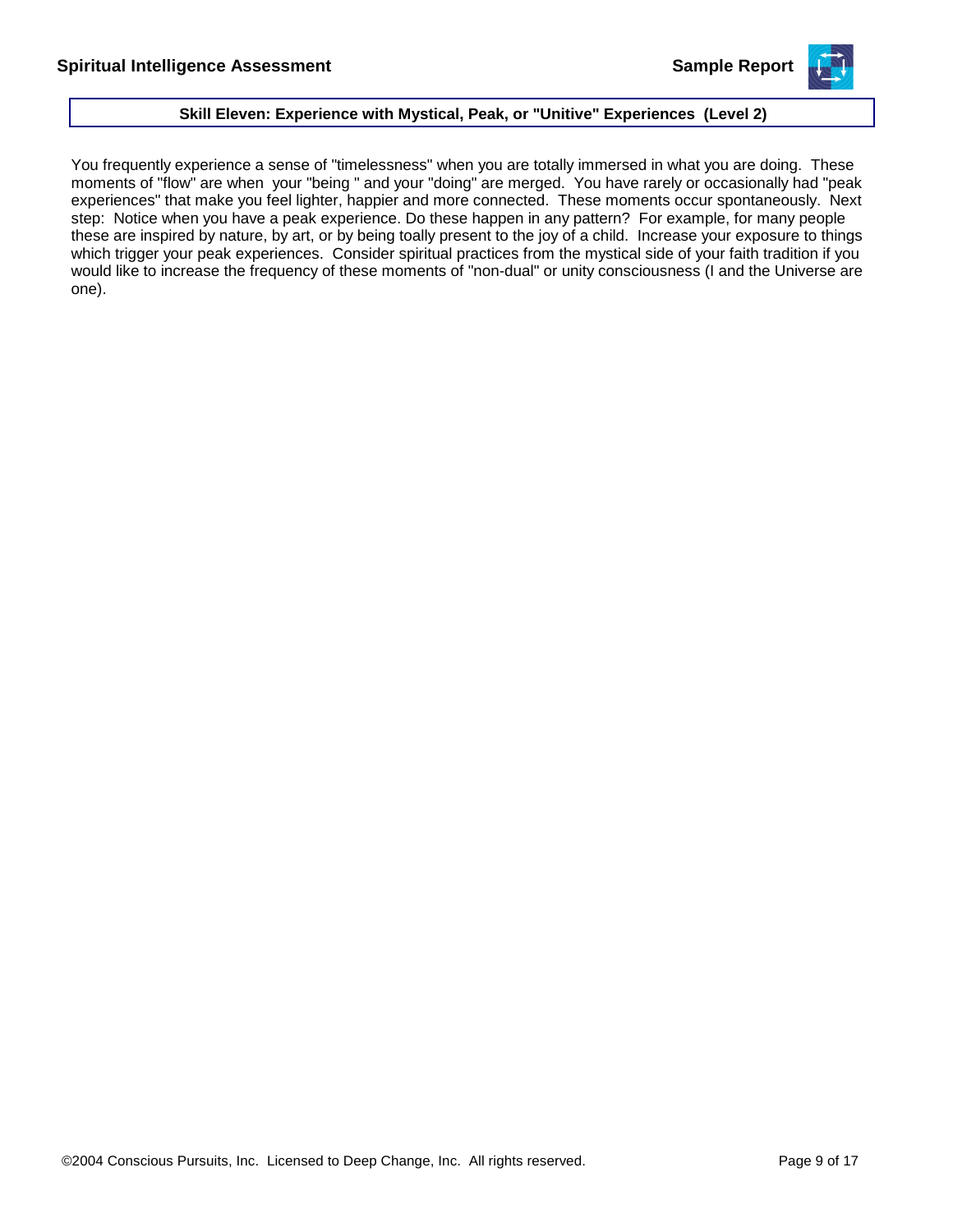## Skill Eleven: Experience with Mystical, Peak, or "Unitive" Experiences (Level 2)

You frequently experience a sense of "timelessness" when you are totally immersed in what you are doing. These moments of "flow" are when your "being " and your "doing" are merged. You have rarely or occasionally had "peak experiences" that make you feel lighter, happier and more connected. These moments occur spontaneously. Next step: Notice when you have a peak experience. Do these happen in any pattern? For example, for many people these are inspired by nature, by art, or by being toally present to the joy of a child. Increase your exposure to things which trigger your peak experiences. Consider spiritual practices from the mystical side of your faith tradition if you would like to increase the frequency of these moments of "non-dual" or unity consciousness (I and the Universe are one).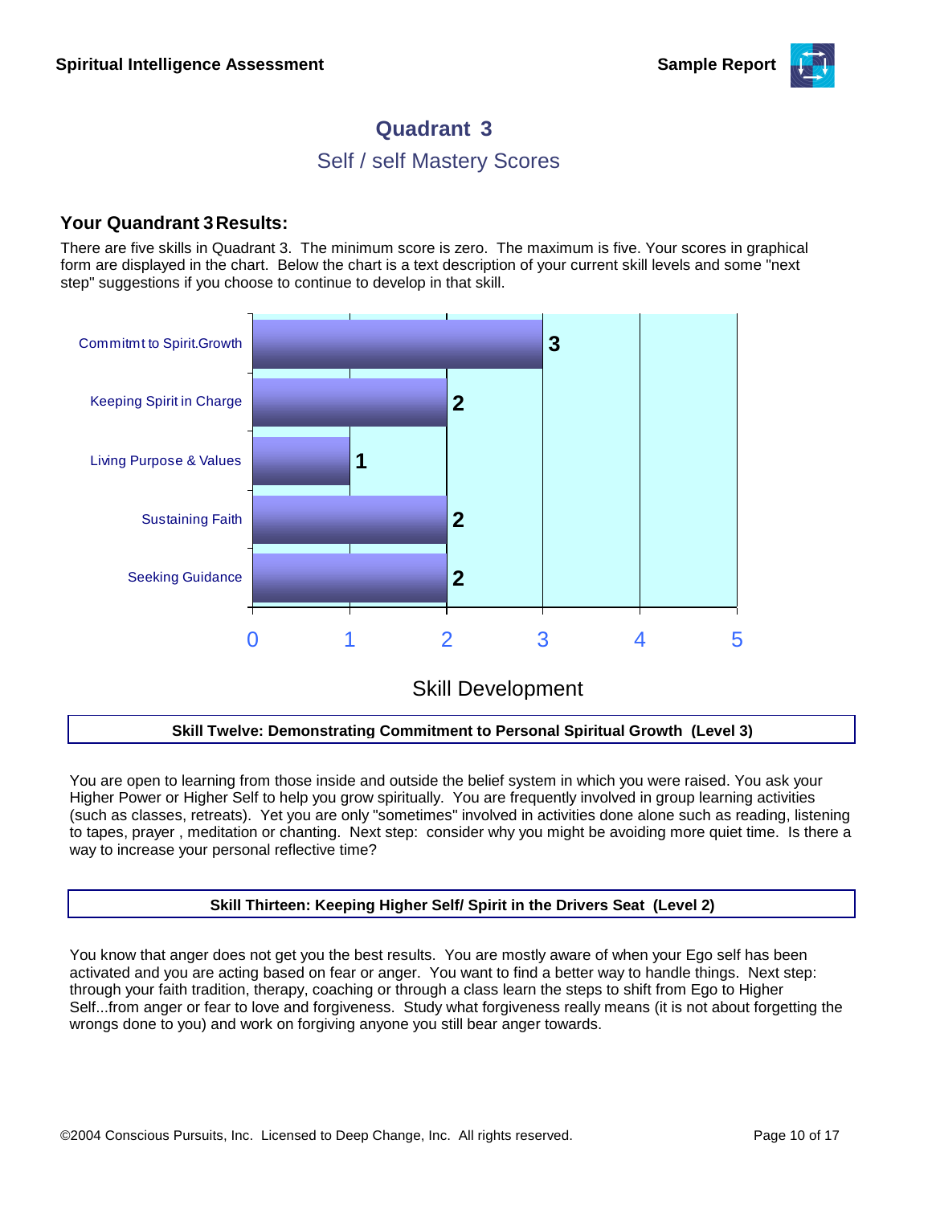## Quadrant 3

### Self / self Mastery Scores

**Your Quandrant 3 Results:**

There are five skills in Quadrant 3. The minimum score is zero. The maximum is five. Your scores in graphical form are displayed in the chart. Below the chart is a text description of your current skill levels and some "next step" suggestions if you choose to continue to develop in that skill.

| Skill | Score |
|---|---|
| Commitmt to Spirit.Growth | 3 |
| Keeping Spirit in Charge | 2 |
| Living Purpose & Values | 1 |
| Sustaining Faith | 2 |
| Seeking Guidance | 2 |

Skill Development

**Skill Twelve: Demonstrating Commitment to Personal Spiritual Growth (Level 3)**

You are open to learning from those inside and outside the belief system in which you were raised. You ask your Higher Power or Higher Self to help you grow spiritually. You are frequently involved in group learning activities (such as classes, retreats). Yet you are only "sometimes" involved in activities done alone such as reading, listening to tapes, prayer , meditation or chanting. Next step: consider why you might be avoiding more quiet time. Is there a way to increase your personal reflective time?

**Skill Thirteen: Keeping Higher Self/ Spirit in the Drivers Seat (Level 2)**

You know that anger does not get you the best results. You are mostly aware of when your Ego self has been activated and you are acting based on fear or anger. You want to find a better way to handle things. Next step: through your faith tradition, therapy, coaching or through a class learn the steps to shift from Ego to Higher Self...from anger or fear to love and forgiveness. Study what forgiveness really means (it is not about forgetting the wrongs done to you) and work on forgiving anyone you still bear anger towards.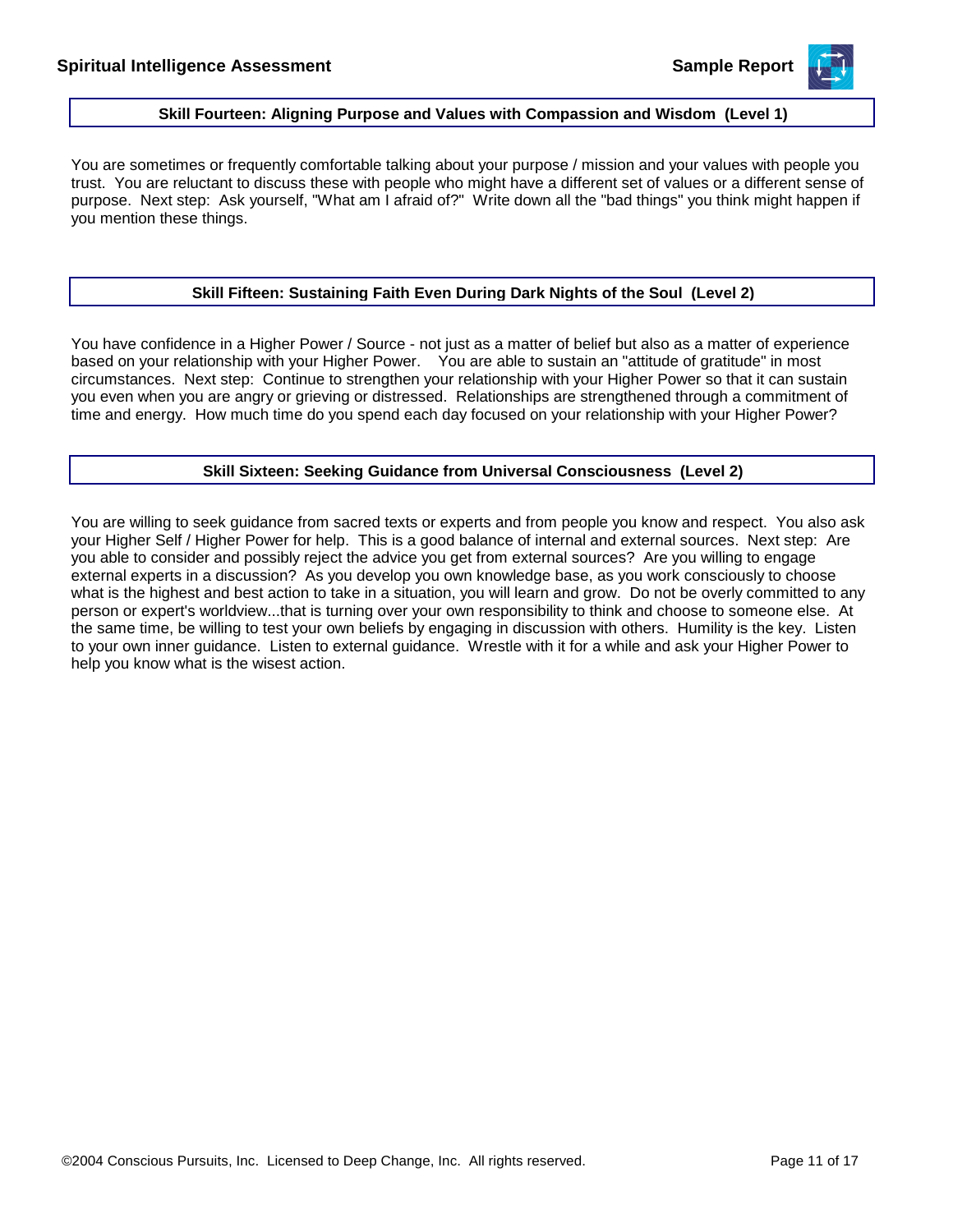### Skill Fourteen: Aligning Purpose and Values with Compassion and Wisdom (Level 1)

You are sometimes or frequently comfortable talking about your purpose / mission and your values with people you trust. You are reluctant to discuss these with people who might have a different set of values or a different sense of purpose. Next step: Ask yourself, "What am I afraid of?" Write down all the "bad things" you think might happen if you mention these things.

### Skill Fifteen: Sustaining Faith Even During Dark Nights of the Soul (Level 2)

You have confidence in a Higher Power / Source - not just as a matter of belief but also as a matter of experience based on your relationship with your Higher Power. You are able to sustain an "attitude of gratitude" in most circumstances. Next step: Continue to strengthen your relationship with your Higher Power so that it can sustain you even when you are angry or grieving or distressed. Relationships are strengthened through a commitment of time and energy. How much time do you spend each day focused on your relationship with your Higher Power?

### Skill Sixteen: Seeking Guidance from Universal Consciousness (Level 2)

You are willing to seek guidance from sacred texts or experts and from people you know and respect. You also ask your Higher Self / Higher Power for help. This is a good balance of internal and external sources. Next step: Are you able to consider and possibly reject the advice you get from external sources? Are you willing to engage external experts in a discussion? As you develop you own knowledge base, as you work consciously to choose what is the highest and best action to take in a situation, you will learn and grow. Do not be overly committed to any person or expert's worldview...that is turning over your own responsibility to think and choose to someone else. At the same time, be willing to test your own beliefs by engaging in discussion with others. Humility is the key. Listen to your own inner guidance. Listen to external guidance. Wrestle with it for a while and ask your Higher Power to help you know what is the wisest action.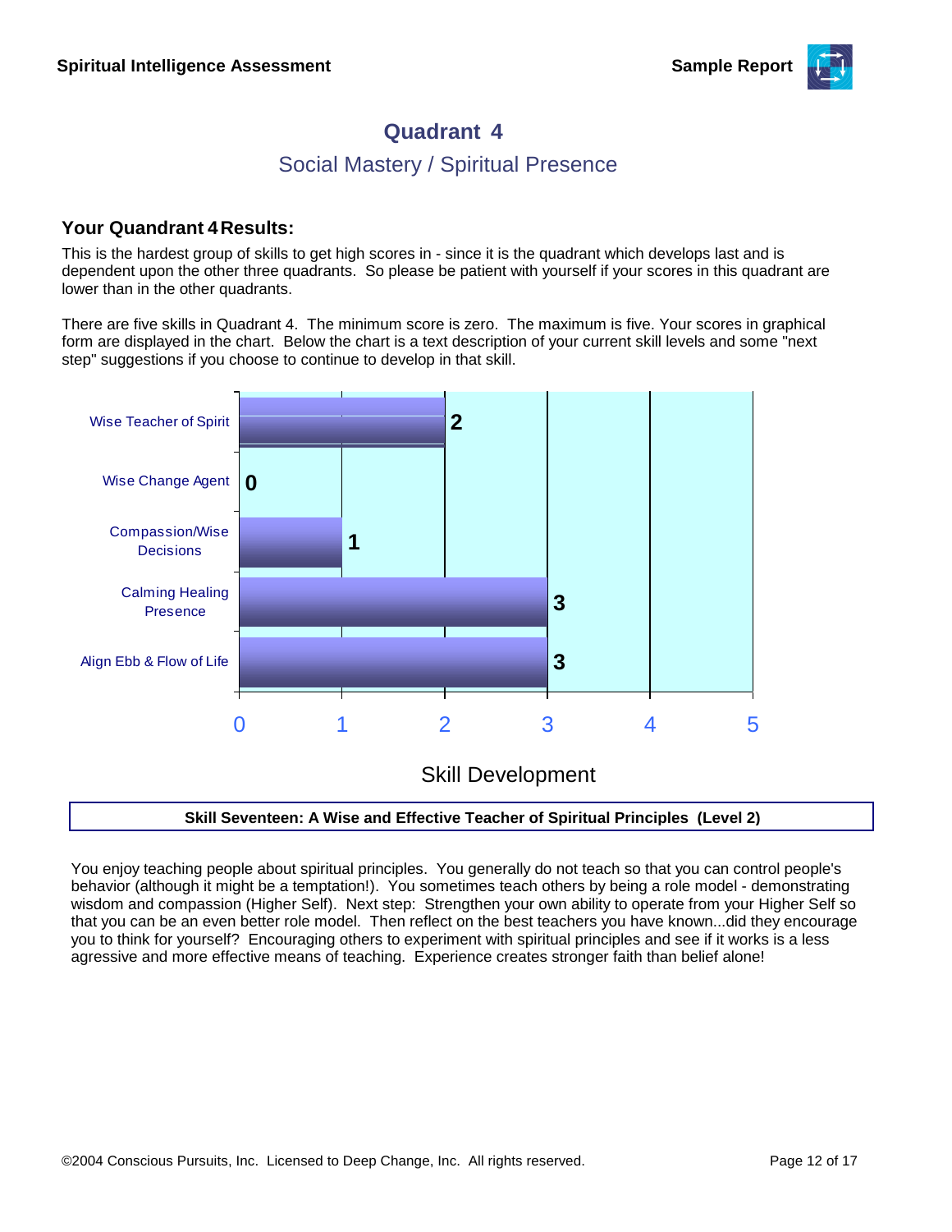# Quadrant 4

## Social Mastery / Spiritual Presence

### Your Quandrant 4 Results:

This is the hardest group of skills to get high scores in - since it is the quadrant which develops last and is dependent upon the other three quadrants. So please be patient with yourself if your scores in this quadrant are lower than in the other quadrants.

There are five skills in Quadrant 4. The minimum score is zero. The maximum is five. Your scores in graphical form are displayed in the chart. Below the chart is a text description of your current skill levels and some "next step" suggestions if you choose to continue to develop in that skill.

| Skill | Skill Development |
|---|---|
| Wise Teacher of Spirit | 2 |
| Wise Change Agent | 0 |
| Compassion/Wise Decisions | 1 |
| Calming Healing Presence | 3 |
| Align Ebb & Flow of Life | 3 |

**Skill Seventeen: A Wise and Effective Teacher of Spiritual Principles (Level 2)**

You enjoy teaching people about spiritual principles. You generally do not teach so that you can control people's behavior (although it might be a temptation!). You sometimes teach others by being a role model - demonstrating wisdom and compassion (Higher Self). Next step: Strengthen your own ability to operate from your Higher Self so that you can be an even better role model. Then reflect on the best teachers you have known...did they encourage you to think for yourself? Encouraging others to experiment with spiritual principles and see if it works is a less agressive and more effective means of teaching. Experience creates stronger faith than belief alone!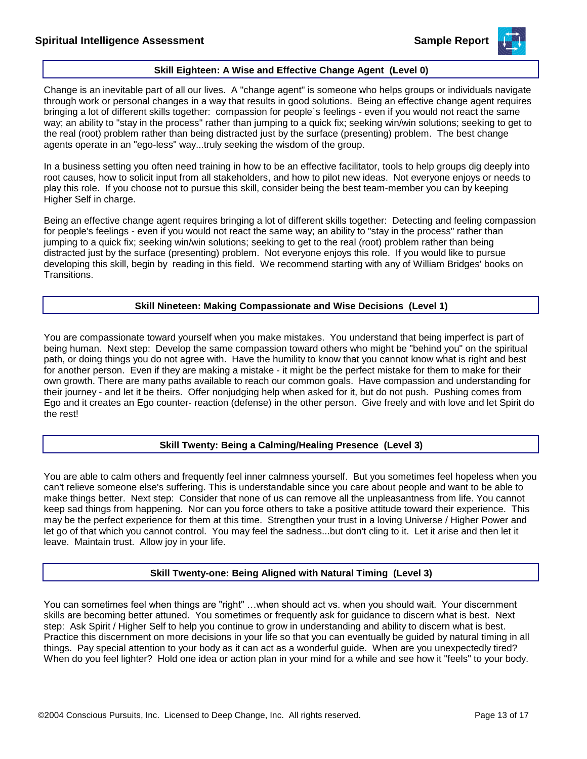### Skill Eighteen: A Wise and Effective Change Agent (Level 0)

Change is an inevitable part of all our lives. A "change agent" is someone who helps groups or individuals navigate through work or personal changes in a way that results in good solutions. Being an effective change agent requires bringing a lot of different skills together: compassion for people`s feelings - even if you would not react the same way; an ability to "stay in the process" rather than jumping to a quick fix; seeking win/win solutions; seeking to get to the real (root) problem rather than being distracted just by the surface (presenting) problem. The best change agents operate in an "ego-less" way...truly seeking the wisdom of the group.

In a business setting you often need training in how to be an effective facilitator, tools to help groups dig deeply into root causes, how to solicit input from all stakeholders, and how to pilot new ideas. Not everyone enjoys or needs to play this role. If you choose not to pursue this skill, consider being the best team-member you can by keeping Higher Self in charge.

Being an effective change agent requires bringing a lot of different skills together: Detecting and feeling compassion for people's feelings - even if you would not react the same way; an ability to "stay in the process" rather than jumping to a quick fix; seeking win/win solutions; seeking to get to the real (root) problem rather than being distracted just by the surface (presenting) problem. Not everyone enjoys this role. If you would like to pursue developing this skill, begin by reading in this field. We recommend starting with any of William Bridges' books on Transitions.

### Skill Nineteen: Making Compassionate and Wise Decisions (Level 1)

You are compassionate toward yourself when you make mistakes. You understand that being imperfect is part of being human. Next step: Develop the same compassion toward others who might be "behind you" on the spiritual path, or doing things you do not agree with. Have the humility to know that you cannot know what is right and best for another person. Even if they are making a mistake - it might be the perfect mistake for them to make for their own growth. There are many paths available to reach our common goals. Have compassion and understanding for their journey - and let it be theirs. Offer nonjudging help when asked for it, but do not push. Pushing comes from Ego and it creates an Ego counter- reaction (defense) in the other person. Give freely and with love and let Spirit do the rest!

### Skill Twenty: Being a Calming/Healing Presence (Level 3)

You are able to calm others and frequently feel inner calmness yourself. But you sometimes feel hopeless when you can't relieve someone else's suffering. This is understandable since you care about people and want to be able to make things better. Next step: Consider that none of us can remove all the unpleasantness from life. You cannot keep sad things from happening. Nor can you force others to take a positive attitude toward their experience. This may be the perfect experience for them at this time. Strengthen your trust in a loving Universe / Higher Power and let go of that which you cannot control. You may feel the sadness...but don't cling to it. Let it arise and then let it leave. Maintain trust. Allow joy in your life.

### Skill Twenty-one: Being Aligned with Natural Timing (Level 3)

You can sometimes feel when things are "right" …when should act vs. when you should wait. Your discernment skills are becoming better attuned. You sometimes or frequently ask for guidance to discern what is best. Next step: Ask Spirit / Higher Self to help you continue to grow in understanding and ability to discern what is best. Practice this discernment on more decisions in your life so that you can eventually be guided by natural timing in all things. Pay special attention to your body as it can act as a wonderful guide. When are you unexpectedly tired? When do you feel lighter? Hold one idea or action plan in your mind for a while and see how it "feels" to your body.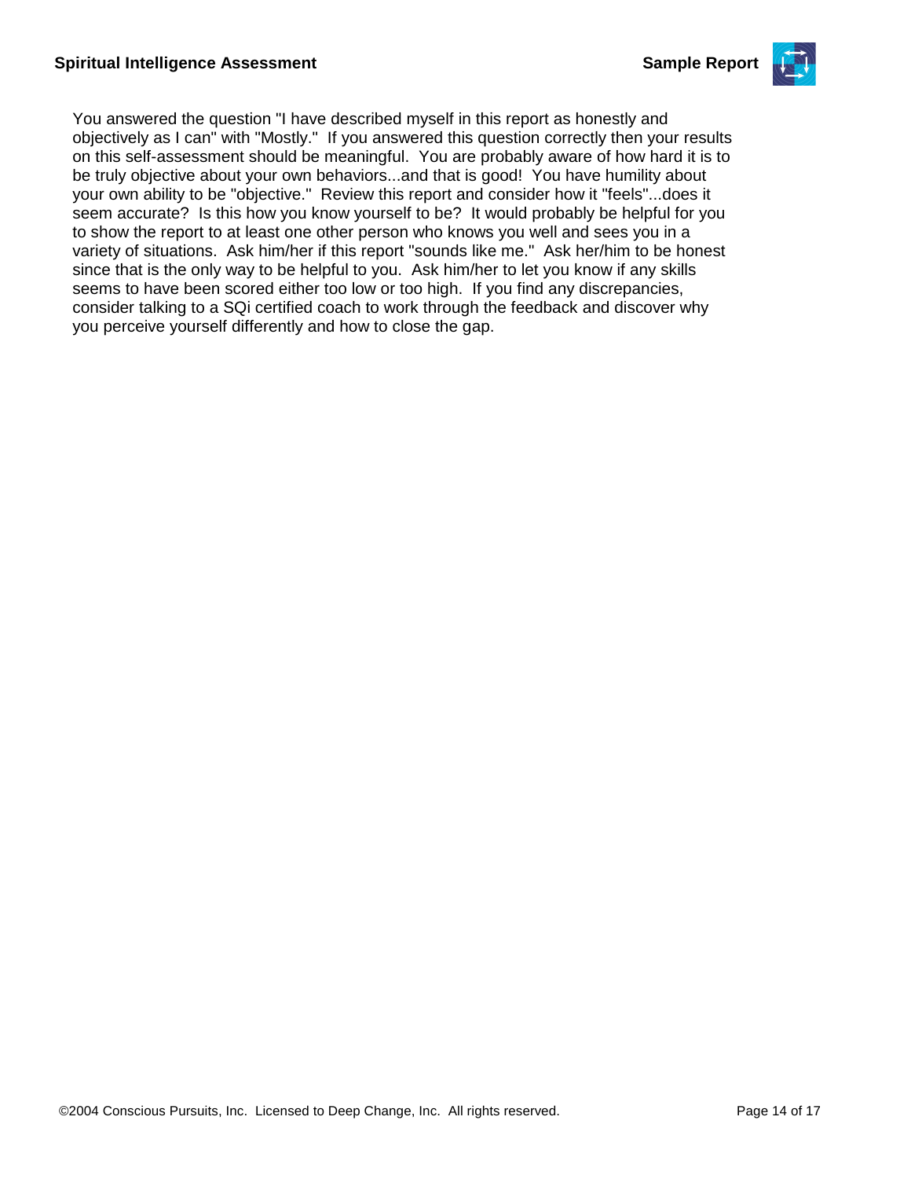You answered the question "I have described myself in this report as honestly and objectively as I can" with "Mostly." If you answered this question correctly then your results on this self-assessment should be meaningful. You are probably aware of how hard it is to be truly objective about your own behaviors...and that is good! You have humility about your own ability to be "objective." Review this report and consider how it "feels"...does it seem accurate? Is this how you know yourself to be? It would probably be helpful for you to show the report to at least one other person who knows you well and sees you in a variety of situations. Ask him/her if this report "sounds like me." Ask her/him to be honest since that is the only way to be helpful to you. Ask him/her to let you know if any skills seems to have been scored either too low or too high. If you find any discrepancies, consider talking to a SQi certified coach to work through the feedback and discover why you perceive yourself differently and how to close the gap.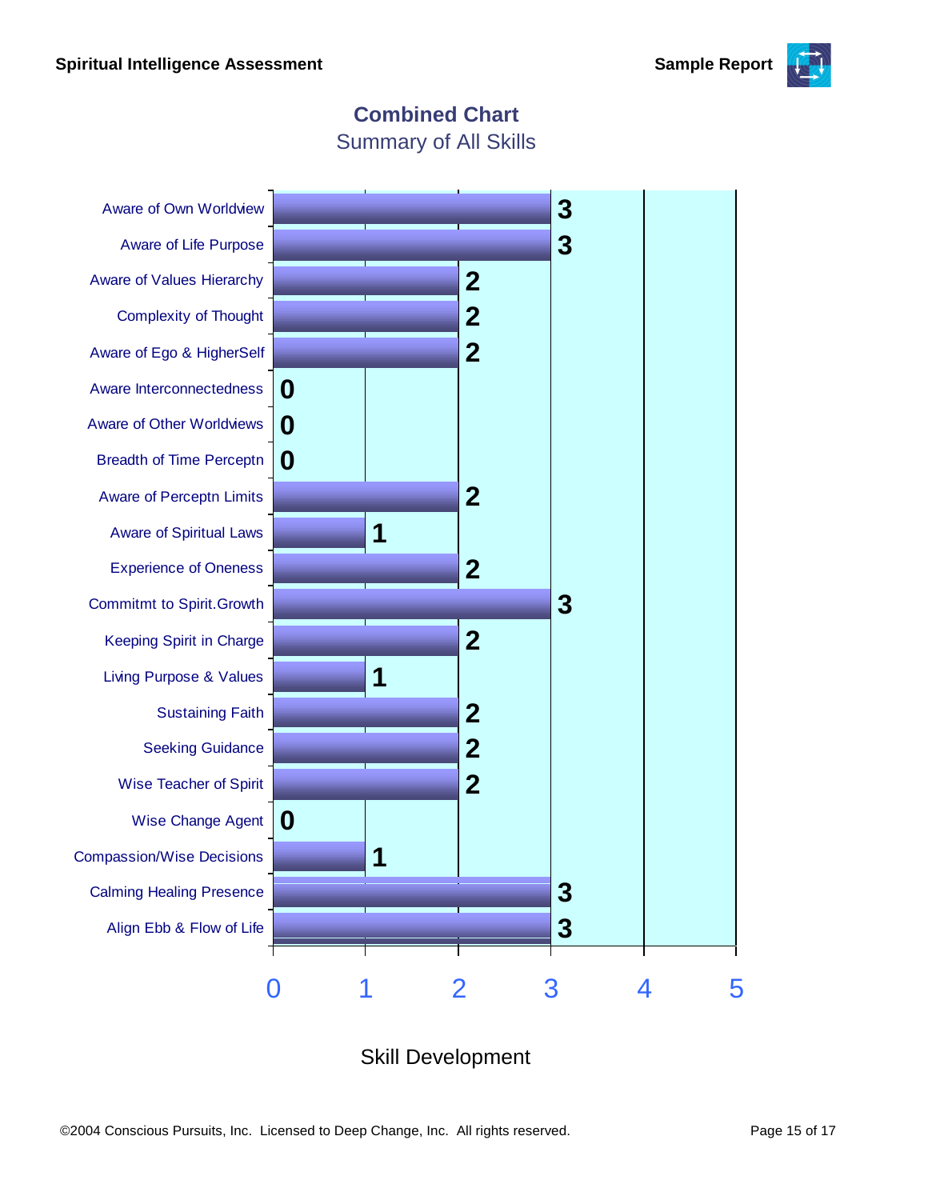## Combined Chart

Summary of All Skills

| Skill | Skill Development |
|---|---|
| Aware of Own Worldview | 3 |
| Aware of Life Purpose | 3 |
| Aware of Values Hierarchy | 2 |
| Complexity of Thought | 2 |
| Aware of Ego & HigherSelf | 2 |
| Aware Interconnectedness | 0 |
| Aware of Other Worldviews | 0 |
| Breadth of Time Perceptn | 0 |
| Aware of Perceptn Limits | 2 |
| Aware of Spiritual Laws | 1 |
| Experience of Oneness | 2 |
| Commitmt to Spirit.Growth | 3 |
| Keeping Spirit in Charge | 2 |
| Living Purpose & Values | 1 |
| Sustaining Faith | 2 |
| Seeking Guidance | 2 |
| Wise Teacher of Spirit | 2 |
| Wise Change Agent | 0 |
| Compassion/Wise Decisions | 1 |
| Calming Healing Presence | 3 |
| Align Ebb & Flow of Life | 3 |

Skill Development (scale 0–5)

©2004 Conscious Pursuits, Inc. Licensed to Deep Change, Inc. All rights reserved.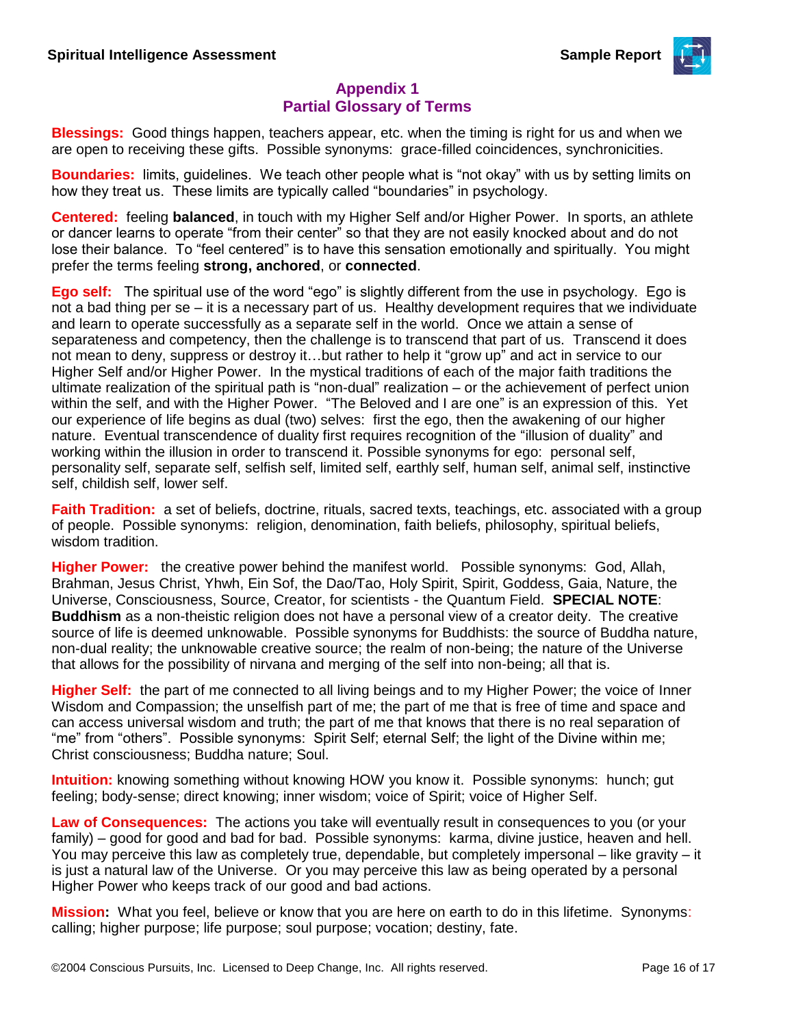## Appendix 1
## Partial Glossary of Terms

**Blessings:** Good things happen, teachers appear, etc. when the timing is right for us and when we are open to receiving these gifts. Possible synonyms: grace-filled coincidences, synchronicities.

**Boundaries:** limits, guidelines. We teach other people what is "not okay" with us by setting limits on how they treat us. These limits are typically called "boundaries" in psychology.

**Centered:** feeling **balanced**, in touch with my Higher Self and/or Higher Power. In sports, an athlete or dancer learns to operate "from their center" so that they are not easily knocked about and do not lose their balance. To "feel centered" is to have this sensation emotionally and spiritually. You might prefer the terms feeling **strong, anchored**, or **connected**.

**Ego self:** The spiritual use of the word "ego" is slightly different from the use in psychology. Ego is not a bad thing per se – it is a necessary part of us. Healthy development requires that we individuate and learn to operate successfully as a separate self in the world. Once we attain a sense of separateness and competency, then the challenge is to transcend that part of us. Transcend it does not mean to deny, suppress or destroy it…but rather to help it "grow up" and act in service to our Higher Self and/or Higher Power. In the mystical traditions of each of the major faith traditions the ultimate realization of the spiritual path is "non-dual" realization – or the achievement of perfect union within the self, and with the Higher Power. "The Beloved and I are one" is an expression of this. Yet our experience of life begins as dual (two) selves: first the ego, then the awakening of our higher nature. Eventual transcendence of duality first requires recognition of the "illusion of duality" and working within the illusion in order to transcend it. Possible synonyms for ego: personal self, personality self, separate self, selfish self, limited self, earthly self, human self, animal self, instinctive self, childish self, lower self.

**Faith Tradition:** a set of beliefs, doctrine, rituals, sacred texts, teachings, etc. associated with a group of people. Possible synonyms: religion, denomination, faith beliefs, philosophy, spiritual beliefs, wisdom tradition.

**Higher Power:** the creative power behind the manifest world. Possible synonyms: God, Allah, Brahman, Jesus Christ, Yhwh, Ein Sof, the Dao/Tao, Holy Spirit, Spirit, Goddess, Gaia, Nature, the Universe, Consciousness, Source, Creator, for scientists - the Quantum Field. **SPECIAL NOTE**: **Buddhism** as a non-theistic religion does not have a personal view of a creator deity. The creative source of life is deemed unknowable. Possible synonyms for Buddhists: the source of Buddha nature, non-dual reality; the unknowable creative source; the realm of non-being; the nature of the Universe that allows for the possibility of nirvana and merging of the self into non-being; all that is.

**Higher Self:** the part of me connected to all living beings and to my Higher Power; the voice of Inner Wisdom and Compassion; the unselfish part of me; the part of me that is free of time and space and can access universal wisdom and truth; the part of me that knows that there is no real separation of "me" from "others". Possible synonyms: Spirit Self; eternal Self; the light of the Divine within me; Christ consciousness; Buddha nature; Soul.

**Intuition:** knowing something without knowing HOW you know it. Possible synonyms: hunch; gut feeling; body-sense; direct knowing; inner wisdom; voice of Spirit; voice of Higher Self.

**Law of Consequences:** The actions you take will eventually result in consequences to you (or your family) – good for good and bad for bad. Possible synonyms: karma, divine justice, heaven and hell. You may perceive this law as completely true, dependable, but completely impersonal – like gravity – it is just a natural law of the Universe. Or you may perceive this law as being operated by a personal Higher Power who keeps track of our good and bad actions.

**Mission:** What you feel, believe or know that you are here on earth to do in this lifetime. Synonyms: calling; higher purpose; life purpose; soul purpose; vocation; destiny, fate.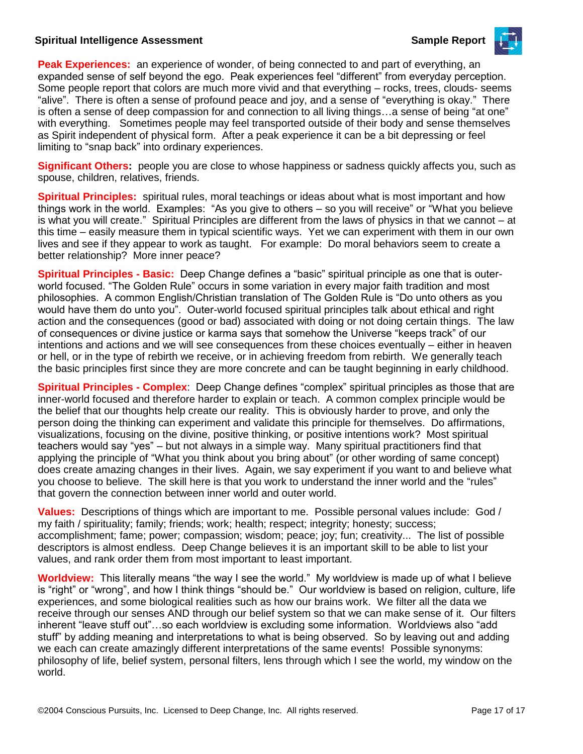**Peak Experiences:** an experience of wonder, of being connected to and part of everything, an expanded sense of self beyond the ego. Peak experiences feel "different" from everyday perception. Some people report that colors are much more vivid and that everything – rocks, trees, clouds- seems "alive". There is often a sense of profound peace and joy, and a sense of "everything is okay." There is often a sense of deep compassion for and connection to all living things…a sense of being "at one" with everything. Sometimes people may feel transported outside of their body and sense themselves as Spirit independent of physical form. After a peak experience it can be a bit depressing or feel limiting to "snap back" into ordinary experiences.

**Significant Others:** people you are close to whose happiness or sadness quickly affects you, such as spouse, children, relatives, friends.

**Spiritual Principles:** spiritual rules, moral teachings or ideas about what is most important and how things work in the world. Examples: "As you give to others – so you will receive" or "What you believe is what you will create." Spiritual Principles are different from the laws of physics in that we cannot – at this time – easily measure them in typical scientific ways. Yet we can experiment with them in our own lives and see if they appear to work as taught. For example: Do moral behaviors seem to create a better relationship? More inner peace?

**Spiritual Principles - Basic:** Deep Change defines a "basic" spiritual principle as one that is outer-world focused. "The Golden Rule" occurs in some variation in every major faith tradition and most philosophies. A common English/Christian translation of The Golden Rule is "Do unto others as you would have them do unto you". Outer-world focused spiritual principles talk about ethical and right action and the consequences (good or bad) associated with doing or not doing certain things. The law of consequences or divine justice or karma says that somehow the Universe "keeps track" of our intentions and actions and we will see consequences from these choices eventually – either in heaven or hell, or in the type of rebirth we receive, or in achieving freedom from rebirth. We generally teach the basic principles first since they are more concrete and can be taught beginning in early childhood.

**Spiritual Principles - Complex**: Deep Change defines "complex" spiritual principles as those that are inner-world focused and therefore harder to explain or teach. A common complex principle would be the belief that our thoughts help create our reality. This is obviously harder to prove, and only the person doing the thinking can experiment and validate this principle for themselves. Do affirmations, visualizations, focusing on the divine, positive thinking, or positive intentions work? Most spiritual teachers would say "yes" – but not always in a simple way. Many spiritual practitioners find that applying the principle of "What you think about you bring about" (or other wording of same concept) does create amazing changes in their lives. Again, we say experiment if you want to and believe what you choose to believe. The skill here is that you work to understand the inner world and the "rules" that govern the connection between inner world and outer world.

**Values:** Descriptions of things which are important to me. Possible personal values include: God / my faith / spirituality; family; friends; work; health; respect; integrity; honesty; success; accomplishment; fame; power; compassion; wisdom; peace; joy; fun; creativity... The list of possible descriptors is almost endless. Deep Change believes it is an important skill to be able to list your values, and rank order them from most important to least important.

**Worldview:** This literally means "the way I see the world." My worldview is made up of what I believe is "right" or "wrong", and how I think things "should be." Our worldview is based on religion, culture, life experiences, and some biological realities such as how our brains work. We filter all the data we receive through our senses AND through our belief system so that we can make sense of it. Our filters inherent "leave stuff out"…so each worldview is excluding some information. Worldviews also "add stuff" by adding meaning and interpretations to what is being observed. So by leaving out and adding we each can create amazingly different interpretations of the same events! Possible synonyms: philosophy of life, belief system, personal filters, lens through which I see the world, my window on the world.

©2004 Conscious Pursuits, Inc. Licensed to Deep Change, Inc. All rights reserved.